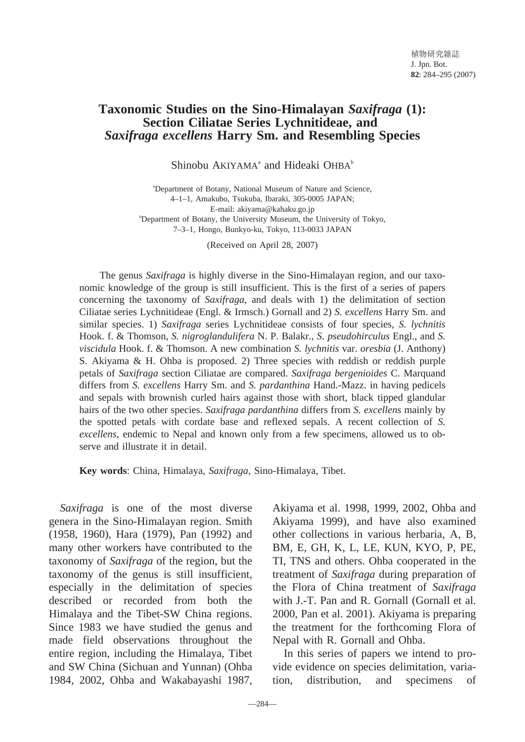# Taxonomic Studies on the Sino-Himalayan *Saxifraga* (1): Section Ciliatae Series Lychnitideae, and *Saxifraga excellens* Harry Sm. and Resembling Species

Shinobu AKIYAMA[a] and Hideaki OHBA[b]

[a]Department of Botany, National Museum of Nature and Science, 4–1–1, Amakubo, Tsukuba, Ibaraki, 305-0005 JAPAN; E-mail: akiyama@kahaku.go.jp

[b]Department of Botany, the University Museum, the University of Tokyo, 7–3–1, Hongo, Bunkyo-ku, Tokyo, 113-0033 JAPAN

(Received on April 28, 2007)

The genus *Saxifraga* is highly diverse in the Sino-Himalayan region, and our taxonomic knowledge of the group is still insufficient. This is the first of a series of papers concerning the taxonomy of *Saxifraga*, and deals with 1) the delimitation of section Ciliatae series Lychnitideae (Engl. & Irmsch.) Gornall and 2) *S. excellens* Harry Sm. and similar species. 1) *Saxifraga* series Lychnitideae consists of four species, *S. lychnitis* Hook. f. & Thomson, *S. nigroglandulifera* N. P. Balakr., *S. pseudohirculus* Engl., and *S. viscidula* Hook. f. & Thomson. A new combination *S. lychnitis* var. *oresbia* (J. Anthony) S. Akiyama & H. Ohba is proposed. 2) Three species with reddish or reddish purple petals of *Saxifraga* section Ciliatae are compared. *Saxifraga bergenioides* C. Marquand differs from *S. excellens* Harry Sm. and *S. pardanthina* Hand.-Mazz. in having pedicels and sepals with brownish curled hairs against those with short, black tipped glandular hairs of the two other species. *Saxifraga pardanthina* differs from *S. excellens* mainly by the spotted petals with cordate base and reflexed sepals. A recent collection of *S. excellens*, endemic to Nepal and known only from a few specimens, allowed us to observe and illustrate it in detail.

**Key words**: China, Himalaya, *Saxifraga*, Sino-Himalaya, Tibet.

*Saxifraga* is one of the most diverse genera in the Sino-Himalayan region. Smith (1958, 1960), Hara (1979), Pan (1992) and many other workers have contributed to the taxonomy of *Saxifraga* of the region, but the taxonomy of the genus is still insufficient, especially in the delimitation of species described or recorded from both the Himalaya and the Tibet-SW China regions. Since 1983 we have studied the genus and made field observations throughout the entire region, including the Himalaya, Tibet and SW China (Sichuan and Yunnan) (Ohba 1984, 2002, Ohba and Wakabayashi 1987, Akiyama et al. 1998, 1999, 2002, Ohba and Akiyama 1999), and have also examined other collections in various herbaria, A, B, BM, E, GH, K, L, LE, KUN, KYO, P, PE, TI, TNS and others. Ohba cooperated in the treatment of *Saxifraga* during preparation of the Flora of China treatment of *Saxifraga* with J.-T. Pan and R. Gornall (Gornall et al. 2000, Pan et al. 2001). Akiyama is preparing the treatment for the forthcoming Flora of Nepal with R. Gornall and Ohba.

In this series of papers we intend to provide evidence on species delimitation, variation, distribution, and specimens of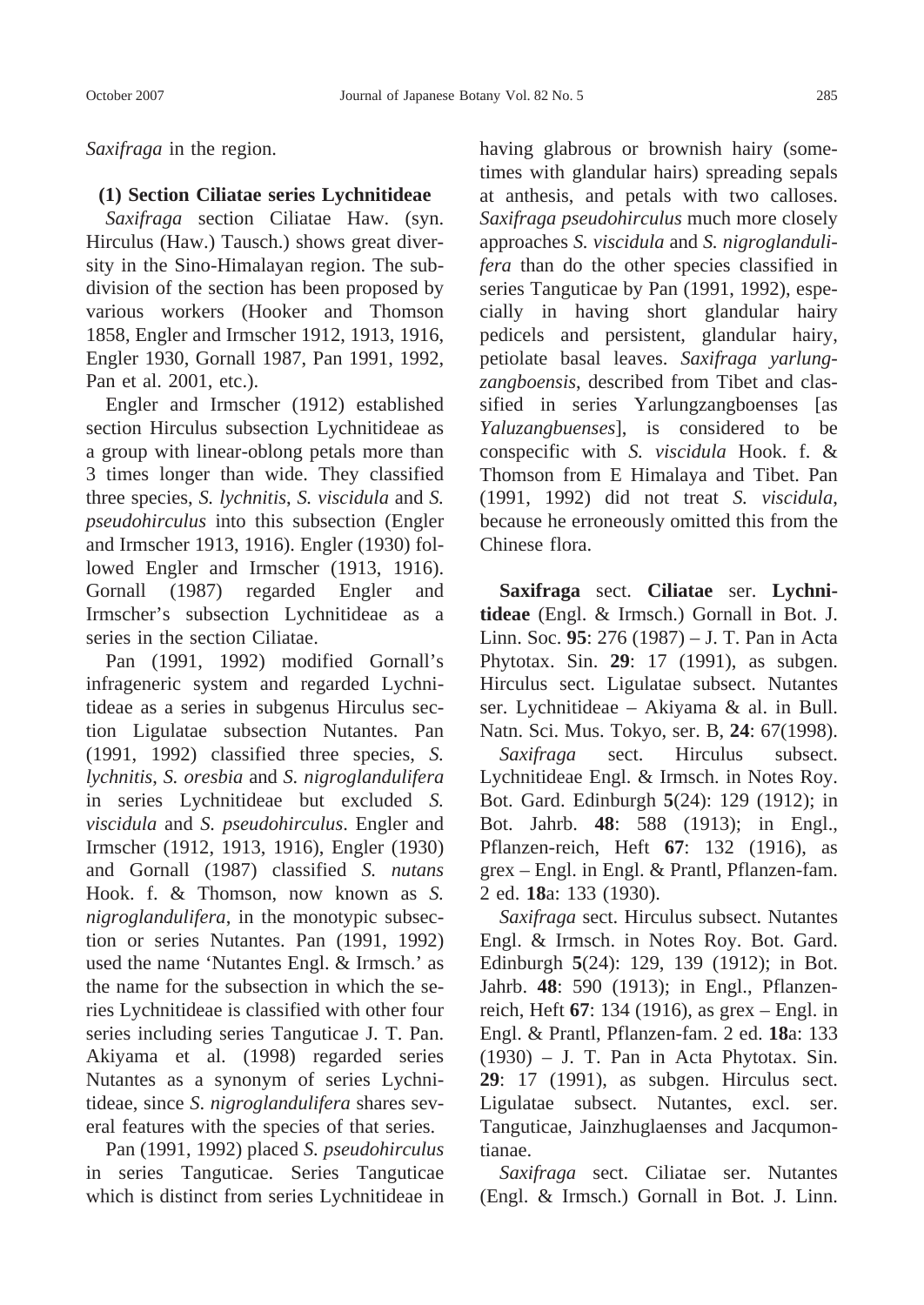*Saxifraga* in the region.

### (1) Section Ciliatae series Lychnitideae

*Saxifraga* section Ciliatae Haw. (syn. Hirculus (Haw.) Tausch.) shows great diversity in the Sino-Himalayan region. The subdivision of the section has been proposed by various workers (Hooker and Thomson 1858, Engler and Irmscher 1912, 1913, 1916, Engler 1930, Gornall 1987, Pan 1991, 1992, Pan et al. 2001, etc.).

Engler and Irmscher (1912) established section Hirculus subsection Lychnitideae as a group with linear-oblong petals more than 3 times longer than wide. They classified three species, *S. lychnitis*, *S. viscidula* and *S. pseudohirculus* into this subsection (Engler and Irmscher 1913, 1916). Engler (1930) followed Engler and Irmscher (1913, 1916). Gornall (1987) regarded Engler and Irmscher's subsection Lychnitideae as a series in the section Ciliatae.

Pan (1991, 1992) modified Gornall's infrageneric system and regarded Lychnitideae as a series in subgenus Hirculus section Ligulatae subsection Nutantes. Pan (1991, 1992) classified three species, *S. lychnitis*, *S. oresbia* and *S. nigroglandulifera* in series Lychnitideae but excluded *S. viscidula* and *S. pseudohirculus*. Engler and Irmscher (1912, 1913, 1916), Engler (1930) and Gornall (1987) classified *S. nutans* Hook. f. & Thomson, now known as *S. nigroglandulifera*, in the monotypic subsection or series Nutantes. Pan (1991, 1992) used the name 'Nutantes Engl. & Irmsch.' as the name for the subsection in which the series Lychnitideae is classified with other four series including series Tanguticae J. T. Pan. Akiyama et al. (1998) regarded series Nutantes as a synonym of series Lychnitideae, since *S. nigroglandulifera* shares several features with the species of that series.

Pan (1991, 1992) placed *S. pseudohirculus* in series Tanguticae. Series Tanguticae which is distinct from series Lychnitideae in having glabrous or brownish hairy (sometimes with glandular hairs) spreading sepals at anthesis, and petals with two calloses. *Saxifraga pseudohirculus* much more closely approaches *S. viscidula* and *S. nigroglandulifera* than do the other species classified in series Tanguticae by Pan (1991, 1992), especially in having short glandular hairy pedicels and persistent, glandular hairy, petiolate basal leaves. *Saxifraga yarlungzangboensis*, described from Tibet and classified in series Yarlungzangboenses [as *Yaluzangbuenses*], is considered to be conspecific with *S. viscidula* Hook. f. & Thomson from E Himalaya and Tibet. Pan (1991, 1992) did not treat *S. viscidula*, because he erroneously omitted this from the Chinese flora.

**Saxifraga** sect. **Ciliatae** ser. **Lychnitideae** (Engl. & Irmsch.) Gornall in Bot. J. Linn. Soc. **95**: 276 (1987) – J. T. Pan in Acta Phytotax. Sin. **29**: 17 (1991), as subgen. Hirculus sect. Ligulatae subsect. Nutantes ser. Lychnitideae – Akiyama & al. in Bull. Natn. Sci. Mus. Tokyo, ser. B, **24**: 67(1998).

*Saxifraga* sect. Hirculus subsect. Lychnitideae Engl. & Irmsch. in Notes Roy. Bot. Gard. Edinburgh **5**(24): 129 (1912); in Bot. Jahrb. **48**: 588 (1913); in Engl., Pflanzen-reich, Heft **67**: 132 (1916), as grex – Engl. in Engl. & Prantl, Pflanzen-fam. 2 ed. **18**a: 133 (1930).

*Saxifraga* sect. Hirculus subsect. Nutantes Engl. & Irmsch. in Notes Roy. Bot. Gard. Edinburgh **5**(24): 129, 139 (1912); in Bot. Jahrb. **48**: 590 (1913); in Engl., Pflanzenreich, Heft **67**: 134 (1916), as grex – Engl. in Engl. & Prantl, Pflanzen-fam. 2 ed. **18**a: 133 (1930) – J. T. Pan in Acta Phytotax. Sin. **29**: 17 (1991), as subgen. Hirculus sect. Ligulatae subsect. Nutantes, excl. ser. Tanguticae, Jainzhuglaenses and Jacqumontianae.

*Saxifraga* sect. Ciliatae ser. Nutantes (Engl. & Irmsch.) Gornall in Bot. J. Linn.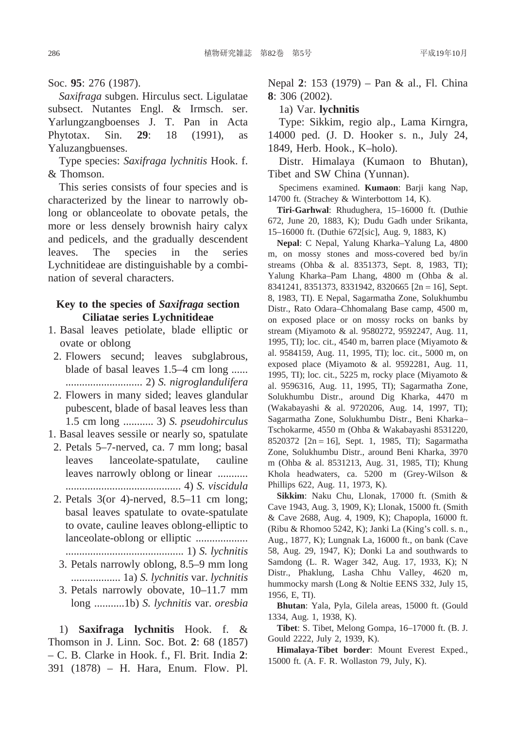Soc. **95**: 276 (1987).

*Saxifraga* subgen. Hirculus sect. Ligulatae subsect. Nutantes Engl. & Irmsch. ser. Yarlungzangboenses J. T. Pan in Acta Phytotax. Sin. **29**: 18 (1991), as Yaluzangbuenses.

Type species: *Saxifraga lychnitis* Hook. f. & Thomson.

This series consists of four species and is characterized by the linear to narrowly oblong or oblanceolate to obovate petals, the more or less densely brownish hairy calyx and pedicels, and the gradually descendent leaves. The species in the series Lychnitideae are distinguishable by a combination of several characters.

### Key to the species of *Saxifraga* section Ciliatae series Lychnitideae

1. Basal leaves petiolate, blade elliptic or ovate or oblong
  2. Flowers secund; leaves subglabrous, blade of basal leaves 1.5–4 cm long ...... ............................ 2) *S. nigroglandulifera*
  2. Flowers in many sided; leaves glandular pubescent, blade of basal leaves less than 1.5 cm long ........... 3) *S. pseudohirculus*
1. Basal leaves sessile or nearly so, spatulate
  2. Petals 5–7-nerved, ca. 7 mm long; basal leaves lanceolate-spatulate, cauline leaves narrowly oblong or linear ........... .......................................... 4) *S. viscidula*
  2. Petals 3(or 4)-nerved, 8.5–11 cm long; basal leaves spatulate to ovate-spatulate to ovate, cauline leaves oblong-elliptic to lanceolate-oblong or elliptic ................... ........................................... 1) *S. lychnitis*
    3. Petals narrowly oblong, 8.5–9 mm long .................. 1a) *S. lychnitis* var. *lychnitis*
    3. Petals narrowly obovate, 10–11.7 mm long ...........1b) *S. lychnitis* var. *oresbia*

1) **Saxifraga lychnitis** Hook. f. & Thomson in J. Linn. Soc. Bot. **2**: 68 (1857) – C. B. Clarke in Hook. f., Fl. Brit. India **2**: 391 (1878) – H. Hara, Enum. Flow. Pl. Nepal **2**: 153 (1979) – Pan & al., Fl. China **8**: 306 (2002).

1a) Var. **lychnitis**

Type: Sikkim, regio alp., Lama Kirngra, 14000 ped. (J. D. Hooker s. n., July 24, 1849, Herb. Hook., K–holo).

Distr. Himalaya (Kumaon to Bhutan), Tibet and SW China (Yunnan).

Specimens examined. **Kumaon**: Barji kang Nap, 14700 ft. (Strachey & Winterbottom 14, K).

**Tiri-Garhwal**: Rhudughera, 15–16000 ft. (Duthie 672, June 20, 1883, K); Dudu Gadh under Srikanta, 15–16000 ft. (Duthie 672[sic], Aug. 9, 1883, K)

**Nepal**: C Nepal, Yalung Kharka–Yalung La, 4800 m, on mossy stones and moss-covered bed by/in streams (Ohba & al. 8351373, Sept. 8, 1983, TI); Yalung Kharka–Pam Lhang, 4800 m (Ohba & al. 8341241, 8351373, 8331942, 8320665 [2n = 16], Sept. 8, 1983, TI). E Nepal, Sagarmatha Zone, Solukhumbu Distr., Rato Odara–Chhomalang Base camp, 4500 m, on exposed place or on mossy rocks on banks by stream (Miyamoto & al. 9580272, 9592247, Aug. 11, 1995, TI); loc. cit., 4540 m, barren place (Miyamoto & al. 9584159, Aug. 11, 1995, TI); loc. cit., 5000 m, on exposed place (Miyamoto & al. 9592281, Aug. 11, 1995, TI); loc. cit., 5225 m, rocky place (Miyamoto & al. 9596316, Aug. 11, 1995, TI); Sagarmatha Zone, Solukhumbu Distr., around Dig Kharka, 4470 m (Wakabayashi & al. 9720206, Aug. 14, 1997, TI); Sagarmatha Zone, Solukhumbu Distr., Beni Kharka–Tschokarme, 4550 m (Ohba & Wakabayashi 8531220, 8520372 [2n = 16], Sept. 1, 1985, TI); Sagarmatha Zone, Solukhumbu Distr., around Beni Kharka, 3970 m (Ohba & al. 8531213, Aug. 31, 1985, TI); Khung Khola headwaters, ca. 5200 m (Grey-Wilson & Phillips 622, Aug. 11, 1973, K).

**Sikkim**: Naku Chu, Llonak, 17000 ft. (Smith & Cave 1943, Aug. 3, 1909, K); Llonak, 15000 ft. (Smith & Cave 2688, Aug. 4, 1909, K); Chapopla, 16000 ft. (Ribu & Rhomoo 5242, K); Janki La (King's coll. s. n., Aug., 1877, K); Lungnak La, 16000 ft., on bank (Cave 58, Aug. 29, 1947, K); Donki La and southwards to Samdong (L. R. Wager 342, Aug. 17, 1933, K); N Distr., Phaklung, Lasha Chhu Valley, 4620 m, hummocky marsh (Long & Noltie EENS 332, July 15, 1956, E, TI).

**Bhutan**: Yala, Pyla, Gilela areas, 15000 ft. (Gould 1334, Aug. 1, 1938, K).

**Tibet**: S. Tibet, Melong Gompa, 16–17000 ft. (B. J. Gould 2222, July 2, 1939, K).

**Himalaya-Tibet border**: Mount Everest Exped., 15000 ft. (A. F. R. Wollaston 79, July, K).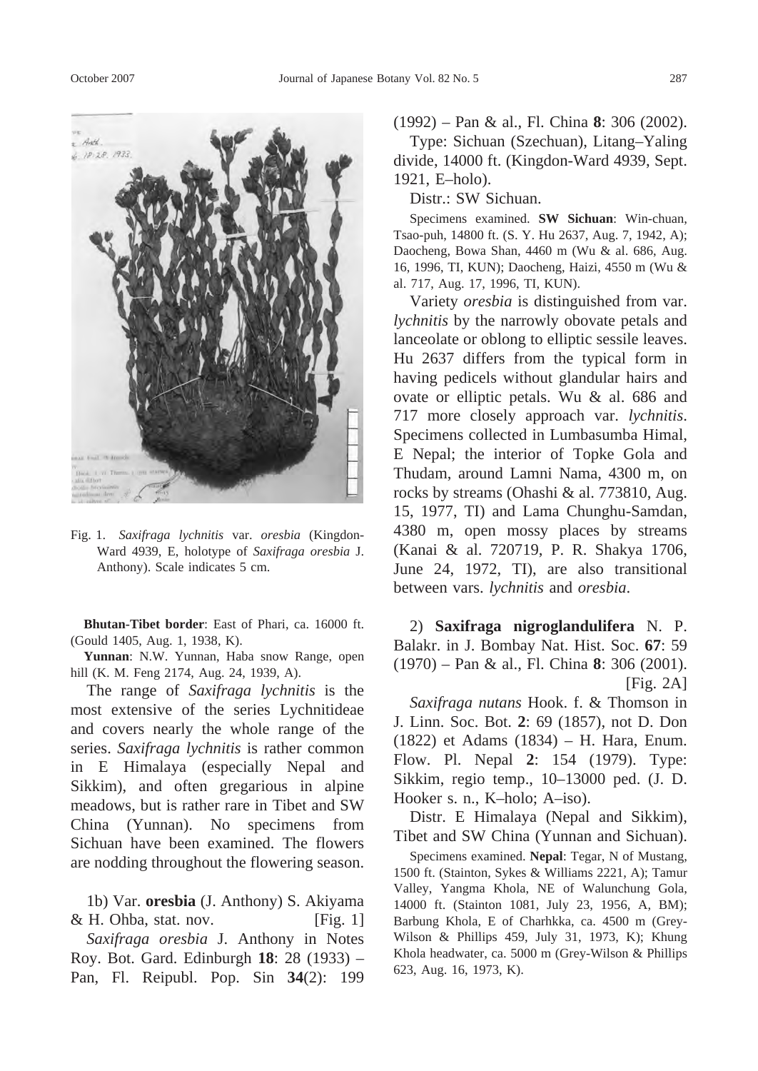Fig. 1. *Saxifraga lychnitis* var. *oresbia* (Kingdon-Ward 4939, E, holotype of *Saxifraga oresbia* J. Anthony). Scale indicates 5 cm.

**Bhutan-Tibet border**: East of Phari, ca. 16000 ft. (Gould 1405, Aug. 1, 1938, K).

**Yunnan**: N.W. Yunnan, Haba snow Range, open hill (K. M. Feng 2174, Aug. 24, 1939, A).

The range of *Saxifraga lychnitis* is the most extensive of the series Lychnitideae and covers nearly the whole range of the series. *Saxifraga lychnitis* is rather common in E Himalaya (especially Nepal and Sikkim), and often gregarious in alpine meadows, but is rather rare in Tibet and SW China (Yunnan). No specimens from Sichuan have been examined. The flowers are nodding throughout the flowering season.

1b) Var. **oresbia** (J. Anthony) S. Akiyama & H. Ohba, stat. nov. [Fig. 1]

*Saxifraga oresbia* J. Anthony in Notes Roy. Bot. Gard. Edinburgh **18**: 28 (1933) – Pan, Fl. Reipubl. Pop. Sin **34**(2): 199 (1992) – Pan & al., Fl. China **8**: 306 (2002).

Type: Sichuan (Szechuan), Litang–Yaling divide, 14000 ft. (Kingdon-Ward 4939, Sept. 1921, E–holo).

Distr.: SW Sichuan.

Specimens examined. **SW Sichuan**: Win-chuan, Tsao-puh, 14800 ft. (S. Y. Hu 2637, Aug. 7, 1942, A); Daocheng, Bowa Shan, 4460 m (Wu & al. 686, Aug. 16, 1996, TI, KUN); Daocheng, Haizi, 4550 m (Wu & al. 717, Aug. 17, 1996, TI, KUN).

Variety *oresbia* is distinguished from var. *lychnitis* by the narrowly obovate petals and lanceolate or oblong to elliptic sessile leaves. Hu 2637 differs from the typical form in having pedicels without glandular hairs and ovate or elliptic petals. Wu & al. 686 and 717 more closely approach var. *lychnitis*. Specimens collected in Lumbasumba Himal, E Nepal; the interior of Topke Gola and Thudam, around Lamni Nama, 4300 m, on rocks by streams (Ohashi & al. 773810, Aug. 15, 1977, TI) and Lama Chunghu-Samdan, 4380 m, open mossy places by streams (Kanai & al. 720719, P. R. Shakya 1706, June 24, 1972, TI), are also transitional between vars. *lychnitis* and *oresbia*.

2) **Saxifraga nigroglandulifera** N. P. Balakr. in J. Bombay Nat. Hist. Soc. **67**: 59 (1970) – Pan & al., Fl. China **8**: 306 (2001). [Fig. 2A]

*Saxifraga nutans* Hook. f. & Thomson in J. Linn. Soc. Bot. **2**: 69 (1857), not D. Don (1822) et Adams (1834) – H. Hara, Enum. Flow. Pl. Nepal **2**: 154 (1979). Type: Sikkim, regio temp., 10–13000 ped. (J. D. Hooker s. n., K–holo; A–iso).

Distr. E Himalaya (Nepal and Sikkim), Tibet and SW China (Yunnan and Sichuan).

Specimens examined. **Nepal**: Tegar, N of Mustang, 1500 ft. (Stainton, Sykes & Williams 2221, A); Tamur Valley, Yangma Khola, NE of Walunchung Gola, 14000 ft. (Stainton 1081, July 23, 1956, A, BM); Barbung Khola, E of Charhkka, ca. 4500 m (Grey-Wilson & Phillips 459, July 31, 1973, K); Khung Khola headwater, ca. 5000 m (Grey-Wilson & Phillips 623, Aug. 16, 1973, K).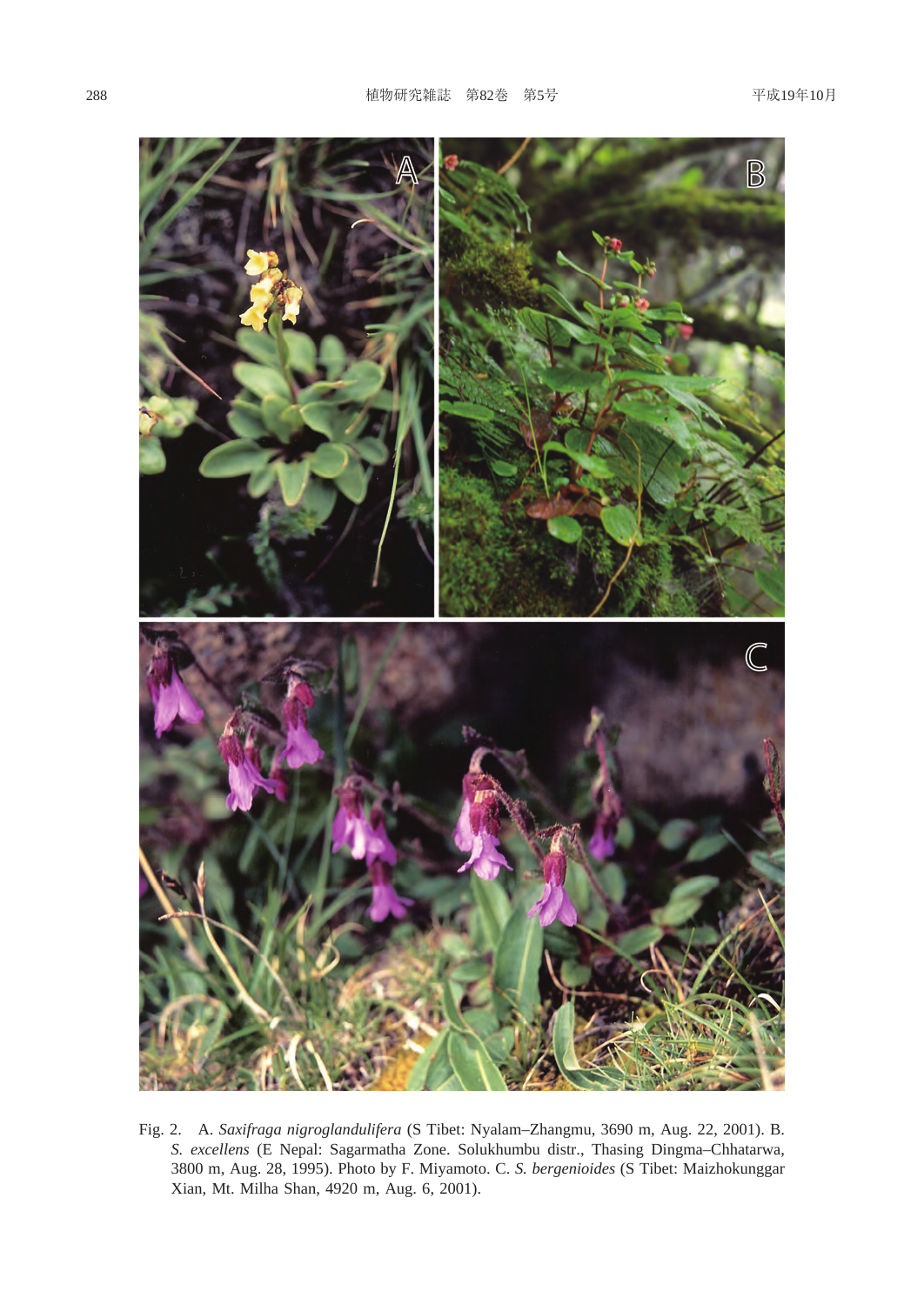Fig. 2. A. *Saxifraga nigroglandulifera* (S Tibet: Nyalam–Zhangmu, 3690 m, Aug. 22, 2001). B. *S. excellens* (E Nepal: Sagarmatha Zone. Solukhumbu distr., Thasing Dingma–Chhatarwa, 3800 m, Aug. 28, 1995). Photo by F. Miyamoto. C. *S. bergenioides* (S Tibet: Maizhokunggar Xian, Mt. Milha Shan, 4920 m, Aug. 6, 2001).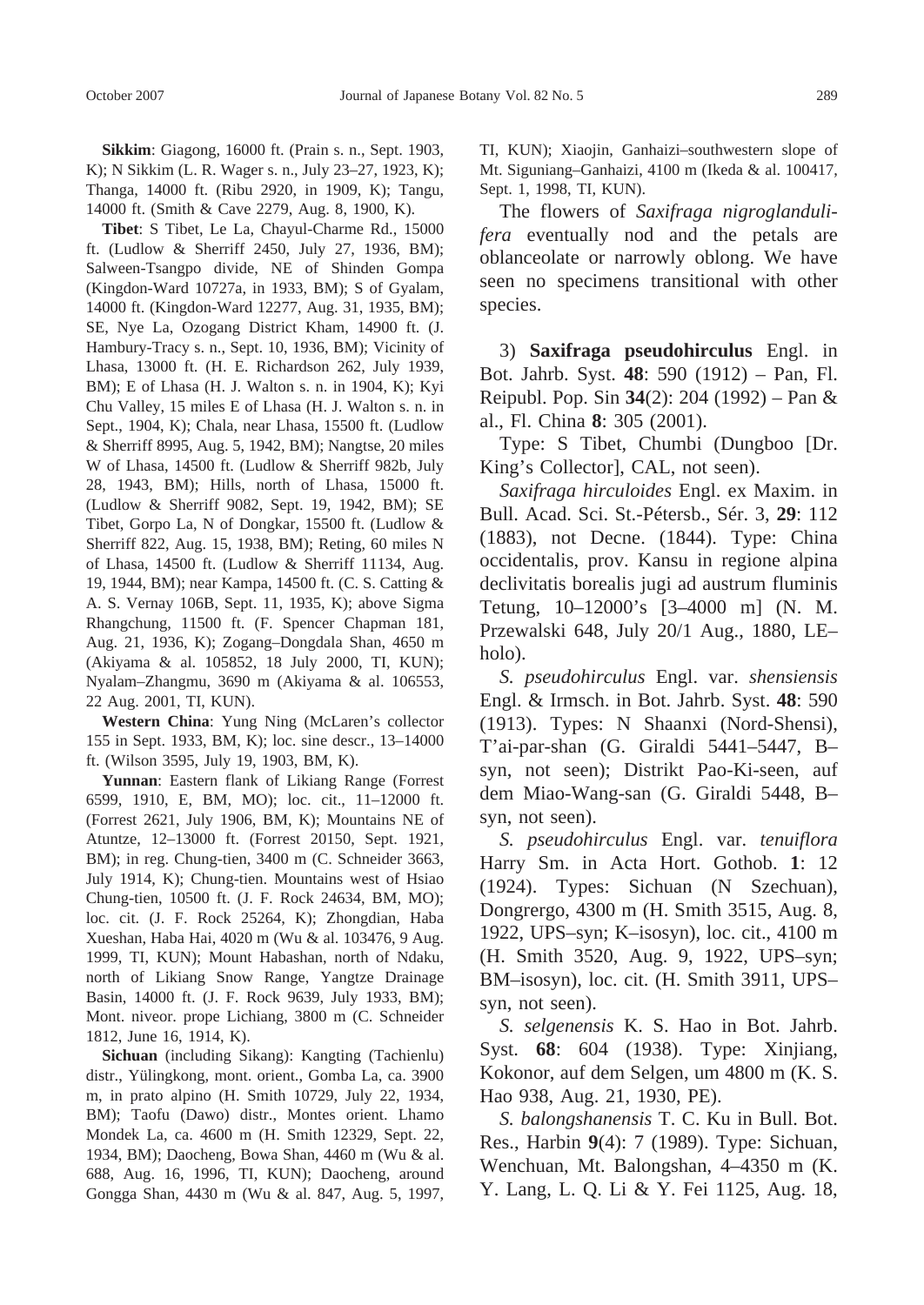**Sikkim**: Giagong, 16000 ft. (Prain s. n., Sept. 1903, K); N Sikkim (L. R. Wager s. n., July 23–27, 1923, K); Thanga, 14000 ft. (Ribu 2920, in 1909, K); Tangu, 14000 ft. (Smith & Cave 2279, Aug. 8, 1900, K).

**Tibet**: S Tibet, Le La, Chayul-Charme Rd., 15000 ft. (Ludlow & Sherriff 2450, July 27, 1936, BM); Salween-Tsangpo divide, NE of Shinden Gompa (Kingdon-Ward 10727a, in 1933, BM); S of Gyalam, 14000 ft. (Kingdon-Ward 12277, Aug. 31, 1935, BM); SE, Nye La, Ozogang District Kham, 14900 ft. (J. Hambury-Tracy s. n., Sept. 10, 1936, BM); Vicinity of Lhasa, 13000 ft. (H. E. Richardson 262, July 1939, BM); E of Lhasa (H. J. Walton s. n. in 1904, K); Kyi Chu Valley, 15 miles E of Lhasa (H. J. Walton s. n. in Sept., 1904, K); Chala, near Lhasa, 15500 ft. (Ludlow & Sherriff 8995, Aug. 5, 1942, BM); Nangtse, 20 miles W of Lhasa, 14500 ft. (Ludlow & Sherriff 982b, July 28, 1943, BM); Hills, north of Lhasa, 15000 ft. (Ludlow & Sherriff 9082, Sept. 19, 1942, BM); SE Tibet, Gorpo La, N of Dongkar, 15500 ft. (Ludlow & Sherriff 822, Aug. 15, 1938, BM); Reting, 60 miles N of Lhasa, 14500 ft. (Ludlow & Sherriff 11134, Aug. 19, 1944, BM); near Kampa, 14500 ft. (C. S. Catting & A. S. Vernay 106B, Sept. 11, 1935, K); above Sigma Rhangchung, 11500 ft. (F. Spencer Chapman 181, Aug. 21, 1936, K); Zogang–Dongdala Shan, 4650 m (Akiyama & al. 105852, 18 July 2000, TI, KUN); Nyalam–Zhangmu, 3690 m (Akiyama & al. 106553, 22 Aug. 2001, TI, KUN).

**Western China**: Yung Ning (McLaren's collector 155 in Sept. 1933, BM, K); loc. sine descr., 13–14000 ft. (Wilson 3595, July 19, 1903, BM, K).

**Yunnan**: Eastern flank of Likiang Range (Forrest 6599, 1910, E, BM, MO); loc. cit., 11–12000 ft. (Forrest 2621, July 1906, BM, K); Mountains NE of Atuntze, 12–13000 ft. (Forrest 20150, Sept. 1921, BM); in reg. Chung-tien, 3400 m (C. Schneider 3663, July 1914, K); Chung-tien. Mountains west of Hsiao Chung-tien, 10500 ft. (J. F. Rock 24634, BM, MO); loc. cit. (J. F. Rock 25264, K); Zhongdian, Haba Xueshan, Haba Hai, 4020 m (Wu & al. 103476, 9 Aug. 1999, TI, KUN); Mount Habashan, north of Ndaku, north of Likiang Snow Range, Yangtze Drainage Basin, 14000 ft. (J. F. Rock 9639, July 1933, BM); Mont. niveor. prope Lichiang, 3800 m (C. Schneider 1812, June 16, 1914, K).

**Sichuan** (including Sikang): Kangting (Tachienlu) distr., Yülingkong, mont. orient., Gomba La, ca. 3900 m, in prato alpino (H. Smith 10729, July 22, 1934, BM); Taofu (Dawo) distr., Montes orient. Lhamo Mondek La, ca. 4600 m (H. Smith 12329, Sept. 22, 1934, BM); Daocheng, Bowa Shan, 4460 m (Wu & al. 688, Aug. 16, 1996, TI, KUN); Daocheng, around Gongga Shan, 4430 m (Wu & al. 847, Aug. 5, 1997, TI, KUN); Xiaojin, Ganhaizi–southwestern slope of Mt. Siguniang–Ganhaizi, 4100 m (Ikeda & al. 100417, Sept. 1, 1998, TI, KUN).

The flowers of *Saxifraga nigroglandulifera* eventually nod and the petals are oblanceolate or narrowly oblong. We have seen no specimens transitional with other species.

3) **Saxifraga pseudohirculus** Engl. in Bot. Jahrb. Syst. **48**: 590 (1912) – Pan, Fl. Reipubl. Pop. Sin **34**(2): 204 (1992) – Pan & al., Fl. China **8**: 305 (2001).

Type: S Tibet, Chumbi (Dungboo [Dr. King's Collector], CAL, not seen).

*Saxifraga hirculoides* Engl. ex Maxim. in Bull. Acad. Sci. St.-Pétersb., Sér. 3, **29**: 112 (1883), not Decne. (1844). Type: China occidentalis, prov. Kansu in regione alpina declivitatis borealis jugi ad austrum fluminis Tetung, 10–12000's [3–4000 m] (N. M. Przewalski 648, July 20/1 Aug., 1880, LE–holo).

*S. pseudohirculus* Engl. var. *shensiensis* Engl. & Irmsch. in Bot. Jahrb. Syst. **48**: 590 (1913). Types: N Shaanxi (Nord-Shensi), T'ai-par-shan (G. Giraldi 5441–5447, B–syn, not seen); Distrikt Pao-Ki-seen, auf dem Miao-Wang-san (G. Giraldi 5448, B–syn, not seen).

*S. pseudohirculus* Engl. var. *tenuiflora* Harry Sm. in Acta Hort. Gothob. **1**: 12 (1924). Types: Sichuan (N Szechuan), Dongrergo, 4300 m (H. Smith 3515, Aug. 8, 1922, UPS–syn; K–isosyn), loc. cit., 4100 m (H. Smith 3520, Aug. 9, 1922, UPS–syn; BM–isosyn), loc. cit. (H. Smith 3911, UPS–syn, not seen).

*S. selgenensis* K. S. Hao in Bot. Jahrb. Syst. **68**: 604 (1938). Type: Xinjiang, Kokonor, auf dem Selgen, um 4800 m (K. S. Hao 938, Aug. 21, 1930, PE).

*S. balongshanensis* T. C. Ku in Bull. Bot. Res., Harbin **9**(4): 7 (1989). Type: Sichuan, Wenchuan, Mt. Balongshan, 4–4350 m (K. Y. Lang, L. Q. Li & Y. Fei 1125, Aug. 18,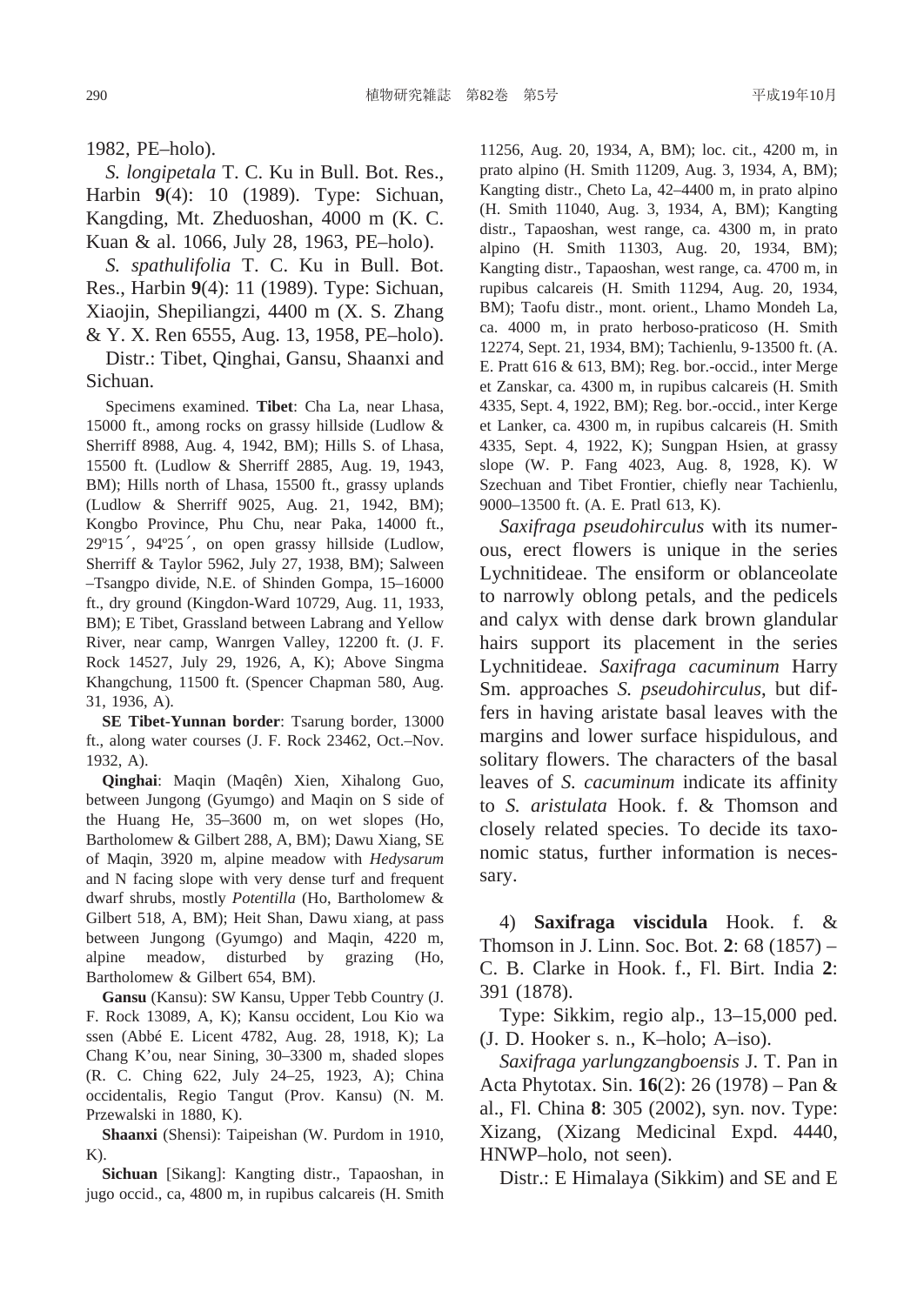1982, PE–holo).

*S. longipetala* T. C. Ku in Bull. Bot. Res., Harbin **9**(4): 10 (1989). Type: Sichuan, Kangding, Mt. Zheduoshan, 4000 m (K. C. Kuan & al. 1066, July 28, 1963, PE–holo).

*S. spathulifolia* T. C. Ku in Bull. Bot. Res., Harbin **9**(4): 11 (1989). Type: Sichuan, Xiaojin, Shepiliangzi, 4400 m (X. S. Zhang & Y. X. Ren 6555, Aug. 13, 1958, PE–holo).

Distr.: Tibet, Qinghai, Gansu, Shaanxi and Sichuan.

Specimens examined. **Tibet**: Cha La, near Lhasa, 15000 ft., among rocks on grassy hillside (Ludlow & Sherriff 8988, Aug. 4, 1942, BM); Hills S. of Lhasa, 15500 ft. (Ludlow & Sherriff 2885, Aug. 19, 1943, BM); Hills north of Lhasa, 15500 ft., grassy uplands (Ludlow & Sherriff 9025, Aug. 21, 1942, BM); Kongbo Province, Phu Chu, near Paka, 14000 ft., 29º15´, 94º25´, on open grassy hillside (Ludlow, Sherriff & Taylor 5962, July 27, 1938, BM); Salween –Tsangpo divide, N.E. of Shinden Gompa, 15–16000 ft., dry ground (Kingdon-Ward 10729, Aug. 11, 1933, BM); E Tibet, Grassland between Labrang and Yellow River, near camp, Wanrgen Valley, 12200 ft. (J. F. Rock 14527, July 29, 1926, A, K); Above Singma Khangchung, 11500 ft. (Spencer Chapman 580, Aug. 31, 1936, A).

**SE Tibet-Yunnan border**: Tsarung border, 13000 ft., along water courses (J. F. Rock 23462, Oct.–Nov. 1932, A).

**Qinghai**: Maqin (Maqên) Xien, Xihalong Guo, between Jungong (Gyumgo) and Maqin on S side of the Huang He, 35–3600 m, on wet slopes (Ho, Bartholomew & Gilbert 288, A, BM); Dawu Xiang, SE of Maqin, 3920 m, alpine meadow with *Hedysarum* and N facing slope with very dense turf and frequent dwarf shrubs, mostly *Potentilla* (Ho, Bartholomew & Gilbert 518, A, BM); Heit Shan, Dawu xiang, at pass between Jungong (Gyumgo) and Maqin, 4220 m, alpine meadow, disturbed by grazing (Ho, Bartholomew & Gilbert 654, BM).

**Gansu** (Kansu): SW Kansu, Upper Tebb Country (J. F. Rock 13089, A, K); Kansu occident, Lou Kio wa ssen (Abbé E. Licent 4782, Aug. 28, 1918, K); La Chang K'ou, near Sining, 30–3300 m, shaded slopes (R. C. Ching 622, July 24–25, 1923, A); China occidentalis, Regio Tangut (Prov. Kansu) (N. M. Przewalski in 1880, K).

**Shaanxi** (Shensi): Taipeishan (W. Purdom in 1910, K).

**Sichuan** [Sikang]: Kangting distr., Tapaoshan, in jugo occid., ca, 4800 m, in rupibus calcareis (H. Smith 11256, Aug. 20, 1934, A, BM); loc. cit., 4200 m, in prato alpino (H. Smith 11209, Aug. 3, 1934, A, BM); Kangting distr., Cheto La, 42–4400 m, in prato alpino (H. Smith 11040, Aug. 3, 1934, A, BM); Kangting distr., Tapaoshan, west range, ca. 4300 m, in prato alpino (H. Smith 11303, Aug. 20, 1934, BM); Kangting distr., Tapaoshan, west range, ca. 4700 m, in rupibus calcareis (H. Smith 11294, Aug. 20, 1934, BM); Taofu distr., mont. orient., Lhamo Mondeh La, ca. 4000 m, in prato herboso-praticoso (H. Smith 12274, Sept. 21, 1934, BM); Tachienlu, 9-13500 ft. (A. E. Pratt 616 & 613, BM); Reg. bor.-occid., inter Merge et Zanskar, ca. 4300 m, in rupibus calcareis (H. Smith 4335, Sept. 4, 1922, BM); Reg. bor.-occid., inter Kerge et Lanker, ca. 4300 m, in rupibus calcareis (H. Smith 4335, Sept. 4, 1922, K); Sungpan Hsien, at grassy slope (W. P. Fang 4023, Aug. 8, 1928, K). W Szechuan and Tibet Frontier, chiefly near Tachienlu, 9000–13500 ft. (A. E. Pratl 613, K).

*Saxifraga pseudohirculus* with its numerous, erect flowers is unique in the series Lychnitideae. The ensiform or oblanceolate to narrowly oblong petals, and the pedicels and calyx with dense dark brown glandular hairs support its placement in the series Lychnitideae. *Saxifraga cacuminum* Harry Sm. approaches *S. pseudohirculus*, but differs in having aristate basal leaves with the margins and lower surface hispidulous, and solitary flowers. The characters of the basal leaves of *S. cacuminum* indicate its affinity to *S. aristulata* Hook. f. & Thomson and closely related species. To decide its taxonomic status, further information is necessary.

4) **Saxifraga viscidula** Hook. f. & Thomson in J. Linn. Soc. Bot. **2**: 68 (1857) – C. B. Clarke in Hook. f., Fl. Birt. India **2**: 391 (1878).

Type: Sikkim, regio alp., 13–15,000 ped. (J. D. Hooker s. n., K–holo; A–iso).

*Saxifraga yarlungzangboensis* J. T. Pan in Acta Phytotax. Sin. **16**(2): 26 (1978) – Pan & al., Fl. China **8**: 305 (2002), syn. nov. Type: Xizang, (Xizang Medicinal Expd. 4440, HNWP–holo, not seen).

Distr.: E Himalaya (Sikkim) and SE and E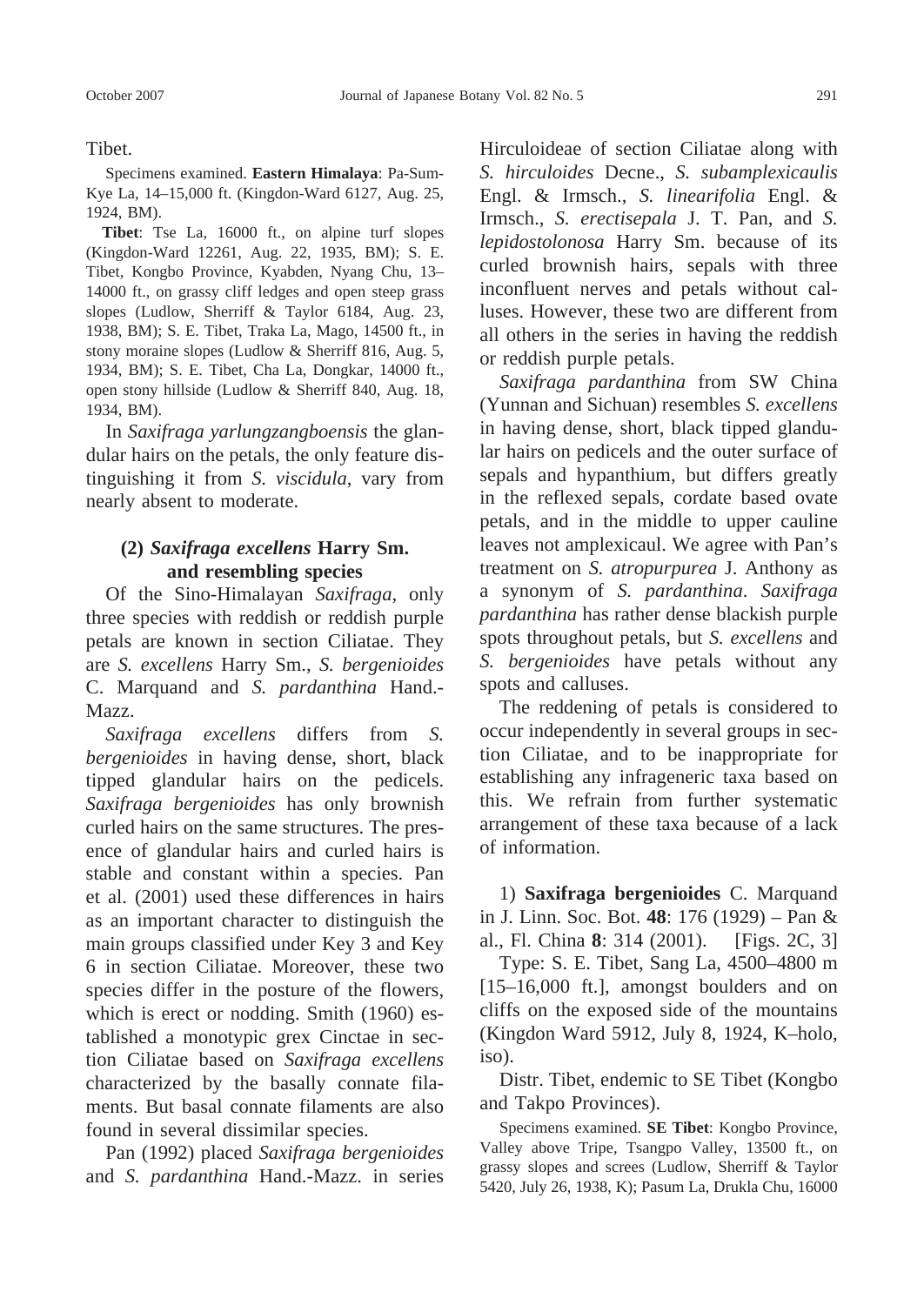Tibet.

Specimens examined. **Eastern Himalaya**: Pa-Sum-Kye La, 14–15,000 ft. (Kingdon-Ward 6127, Aug. 25, 1924, BM).

**Tibet**: Tse La, 16000 ft., on alpine turf slopes (Kingdon-Ward 12261, Aug. 22, 1935, BM); S. E. Tibet, Kongbo Province, Kyabden, Nyang Chu, 13–14000 ft., on grassy cliff ledges and open steep grass slopes (Ludlow, Sherriff & Taylor 6184, Aug. 23, 1938, BM); S. E. Tibet, Traka La, Mago, 14500 ft., in stony moraine slopes (Ludlow & Sherriff 816, Aug. 5, 1934, BM); S. E. Tibet, Cha La, Dongkar, 14000 ft., open stony hillside (Ludlow & Sherriff 840, Aug. 18, 1934, BM).

In *Saxifraga yarlungzangboensis* the glandular hairs on the petals, the only feature distinguishing it from *S. viscidula*, vary from nearly absent to moderate.

### (2) *Saxifraga excellens* Harry Sm. and resembling species

Of the Sino-Himalayan *Saxifraga*, only three species with reddish or reddish purple petals are known in section Ciliatae. They are *S. excellens* Harry Sm., *S. bergenioides* C. Marquand and *S. pardanthina* Hand.-Mazz.

*Saxifraga excellens* differs from *S. bergenioides* in having dense, short, black tipped glandular hairs on the pedicels. *Saxifraga bergenioides* has only brownish curled hairs on the same structures. The presence of glandular hairs and curled hairs is stable and constant within a species. Pan et al. (2001) used these differences in hairs as an important character to distinguish the main groups classified under Key 3 and Key 6 in section Ciliatae. Moreover, these two species differ in the posture of the flowers, which is erect or nodding. Smith (1960) established a monotypic grex Cinctae in section Ciliatae based on *Saxifraga excellens* characterized by the basally connate filaments. But basal connate filaments are also found in several dissimilar species.

Pan (1992) placed *Saxifraga bergenioides* and *S. pardanthina* Hand.-Mazz. in series Hirculoideae of section Ciliatae along with *S. hirculoides* Decne., *S. subamplexicaulis* Engl. & Irmsch., *S. linearifolia* Engl. & Irmsch., *S. erectisepala* J. T. Pan, and *S. lepidostolonosa* Harry Sm. because of its curled brownish hairs, sepals with three inconfluent nerves and petals without calluses. However, these two are different from all others in the series in having the reddish or reddish purple petals.

*Saxifraga pardanthina* from SW China (Yunnan and Sichuan) resembles *S. excellens* in having dense, short, black tipped glandular hairs on pedicels and the outer surface of sepals and hypanthium, but differs greatly in the reflexed sepals, cordate based ovate petals, and in the middle to upper cauline leaves not amplexicaul. We agree with Pan's treatment on *S. atropurpurea* J. Anthony as a synonym of *S. pardanthina*. *Saxifraga pardanthina* has rather dense blackish purple spots throughout petals, but *S. excellens* and *S. bergenioides* have petals without any spots and calluses.

The reddening of petals is considered to occur independently in several groups in section Ciliatae, and to be inappropriate for establishing any infrageneric taxa based on this. We refrain from further systematic arrangement of these taxa because of a lack of information.

1) **Saxifraga bergenioides** C. Marquand in J. Linn. Soc. Bot. **48**: 176 (1929) – Pan & al., Fl. China **8**: 314 (2001). [Figs. 2C, 3]

Type: S. E. Tibet, Sang La, 4500–4800 m [15–16,000 ft.], amongst boulders and on cliffs on the exposed side of the mountains (Kingdon Ward 5912, July 8, 1924, K–holo, iso).

Distr. Tibet, endemic to SE Tibet (Kongbo and Takpo Provinces).

Specimens examined. **SE Tibet**: Kongbo Province, Valley above Tripe, Tsangpo Valley, 13500 ft., on grassy slopes and screes (Ludlow, Sherriff & Taylor 5420, July 26, 1938, K); Pasum La, Drukla Chu, 16000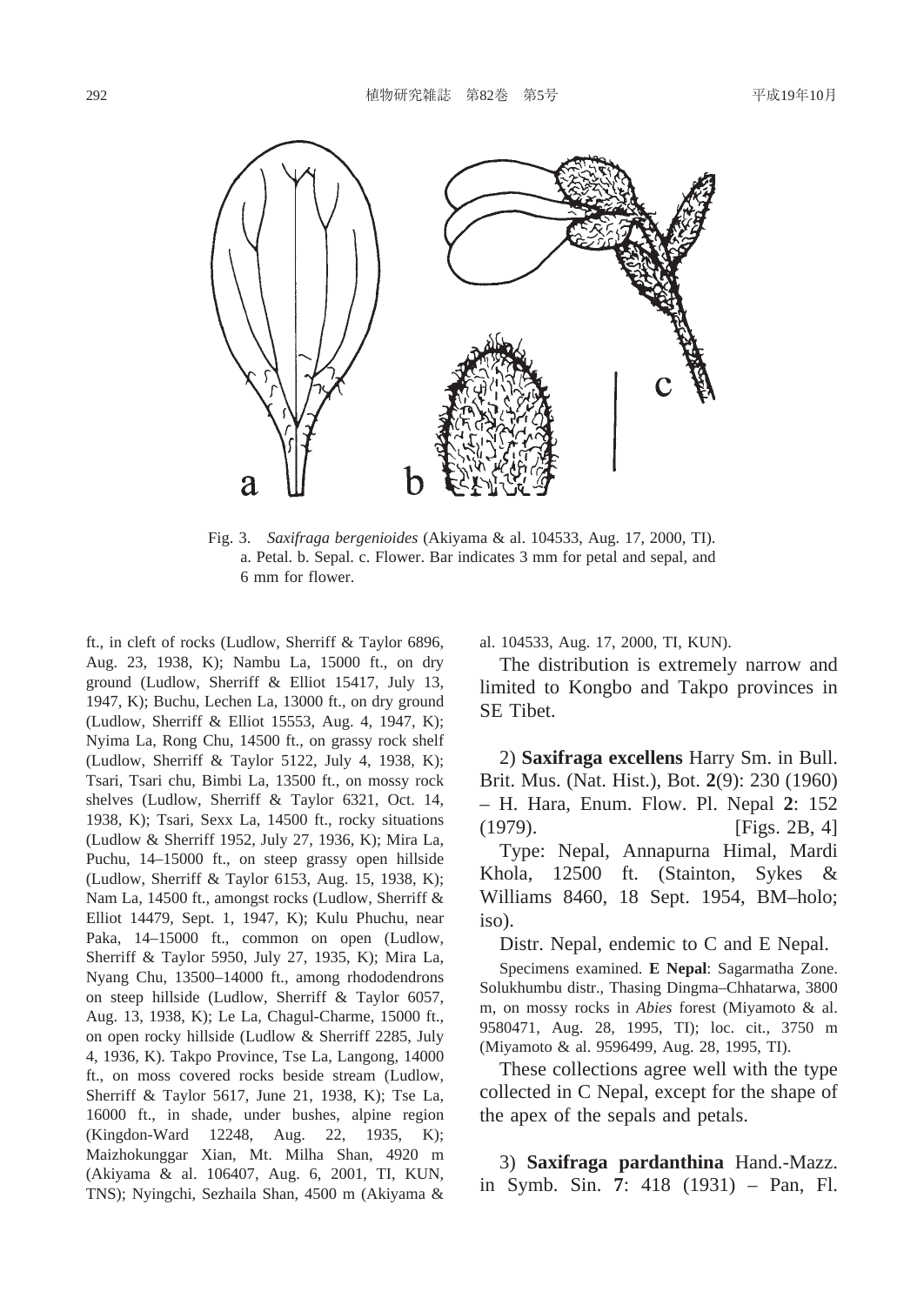Fig. 3. *Saxifraga bergenioides* (Akiyama & al. 104533, Aug. 17, 2000, TI). a. Petal. b. Sepal. c. Flower. Bar indicates 3 mm for petal and sepal, and 6 mm for flower.

ft., in cleft of rocks (Ludlow, Sherriff & Taylor 6896, Aug. 23, 1938, K); Nambu La, 15000 ft., on dry ground (Ludlow, Sherriff & Elliot 15417, July 13, 1947, K); Buchu, Lechen La, 13000 ft., on dry ground (Ludlow, Sherriff & Elliot 15553, Aug. 4, 1947, K); Nyima La, Rong Chu, 14500 ft., on grassy rock shelf (Ludlow, Sherriff & Taylor 5122, July 4, 1938, K); Tsari, Tsari chu, Bimbi La, 13500 ft., on mossy rock shelves (Ludlow, Sherriff & Taylor 6321, Oct. 14, 1938, K); Tsari, Sexx La, 14500 ft., rocky situations (Ludlow & Sherriff 1952, July 27, 1936, K); Mira La, Puchu, 14–15000 ft., on steep grassy open hillside (Ludlow, Sherriff & Taylor 6153, Aug. 15, 1938, K); Nam La, 14500 ft., amongst rocks (Ludlow, Sherriff & Elliot 14479, Sept. 1, 1947, K); Kulu Phuchu, near Paka, 14–15000 ft., common on open (Ludlow, Sherriff & Taylor 5950, July 27, 1935, K); Mira La, Nyang Chu, 13500–14000 ft., among rhododendrons on steep hillside (Ludlow, Sherriff & Taylor 6057, Aug. 13, 1938, K); Le La, Chagul-Charme, 15000 ft., on open rocky hillside (Ludlow & Sherriff 2285, July 4, 1936, K). Takpo Province, Tse La, Langong, 14000 ft., on moss covered rocks beside stream (Ludlow, Sherriff & Taylor 5617, June 21, 1938, K); Tse La, 16000 ft., in shade, under bushes, alpine region (Kingdon-Ward 12248, Aug. 22, 1935, K); Maizhokunggar Xian, Mt. Milha Shan, 4920 m (Akiyama & al. 106407, Aug. 6, 2001, TI, KUN, TNS); Nyingchi, Sezhaila Shan, 4500 m (Akiyama & al. 104533, Aug. 17, 2000, TI, KUN).

The distribution is extremely narrow and limited to Kongbo and Takpo provinces in SE Tibet.

2) **Saxifraga excellens** Harry Sm. in Bull. Brit. Mus. (Nat. Hist.), Bot. **2**(9): 230 (1960) – H. Hara, Enum. Flow. Pl. Nepal **2**: 152 (1979). [Figs. 2B, 4]

Type: Nepal, Annapurna Himal, Mardi Khola, 12500 ft. (Stainton, Sykes & Williams 8460, 18 Sept. 1954, BM–holo; iso).

Distr. Nepal, endemic to C and E Nepal.

Specimens examined. **E Nepal**: Sagarmatha Zone. Solukhumbu distr., Thasing Dingma–Chhatarwa, 3800 m, on mossy rocks in *Abies* forest (Miyamoto & al. 9580471, Aug. 28, 1995, TI); loc. cit., 3750 m (Miyamoto & al. 9596499, Aug. 28, 1995, TI).

These collections agree well with the type collected in C Nepal, except for the shape of the apex of the sepals and petals.

3) **Saxifraga pardanthina** Hand.-Mazz. in Symb. Sin. **7**: 418 (1931) – Pan, Fl.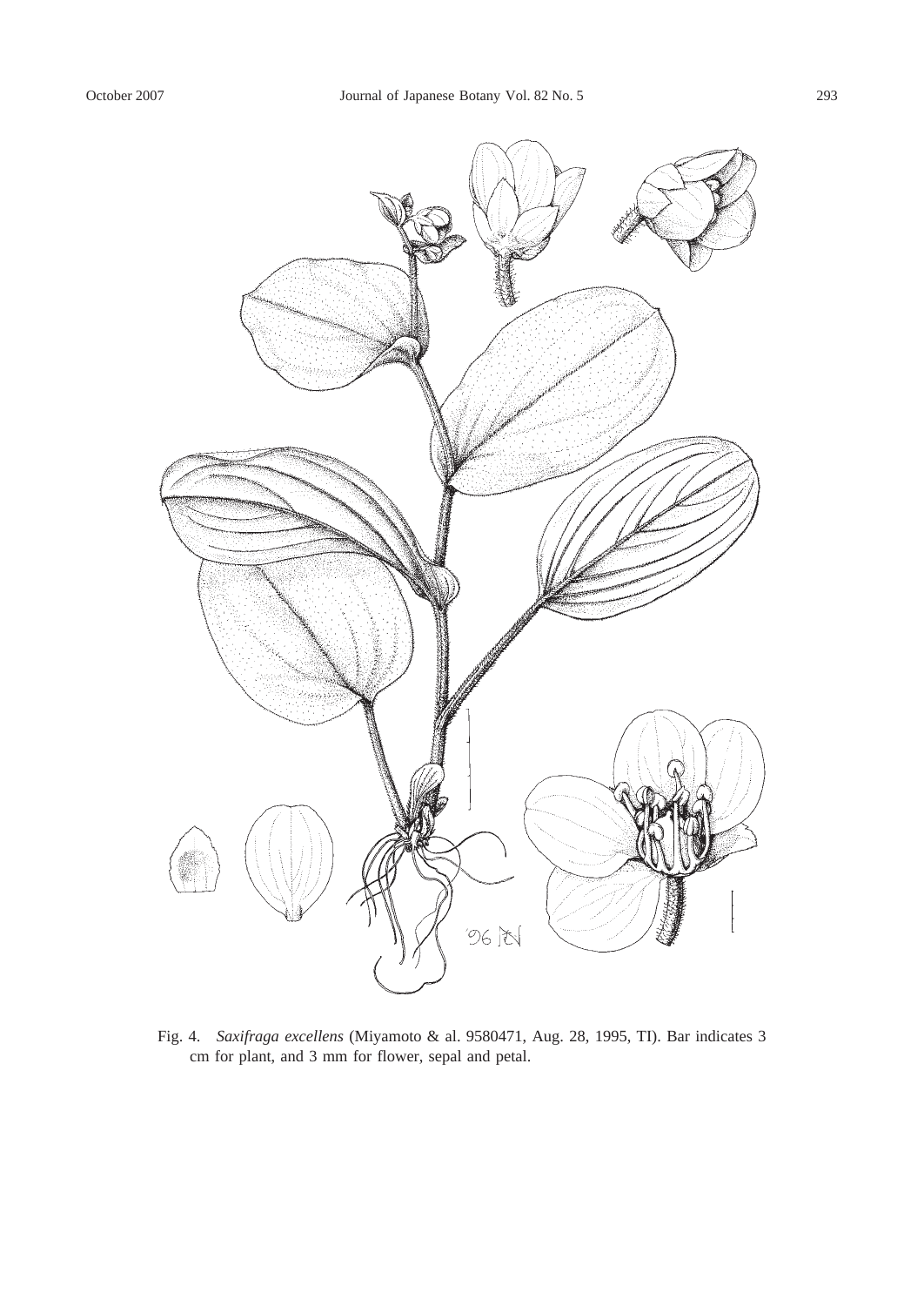Fig. 4. *Saxifraga excellens* (Miyamoto & al. 9580471, Aug. 28, 1995, TI). Bar indicates 3 cm for plant, and 3 mm for flower, sepal and petal.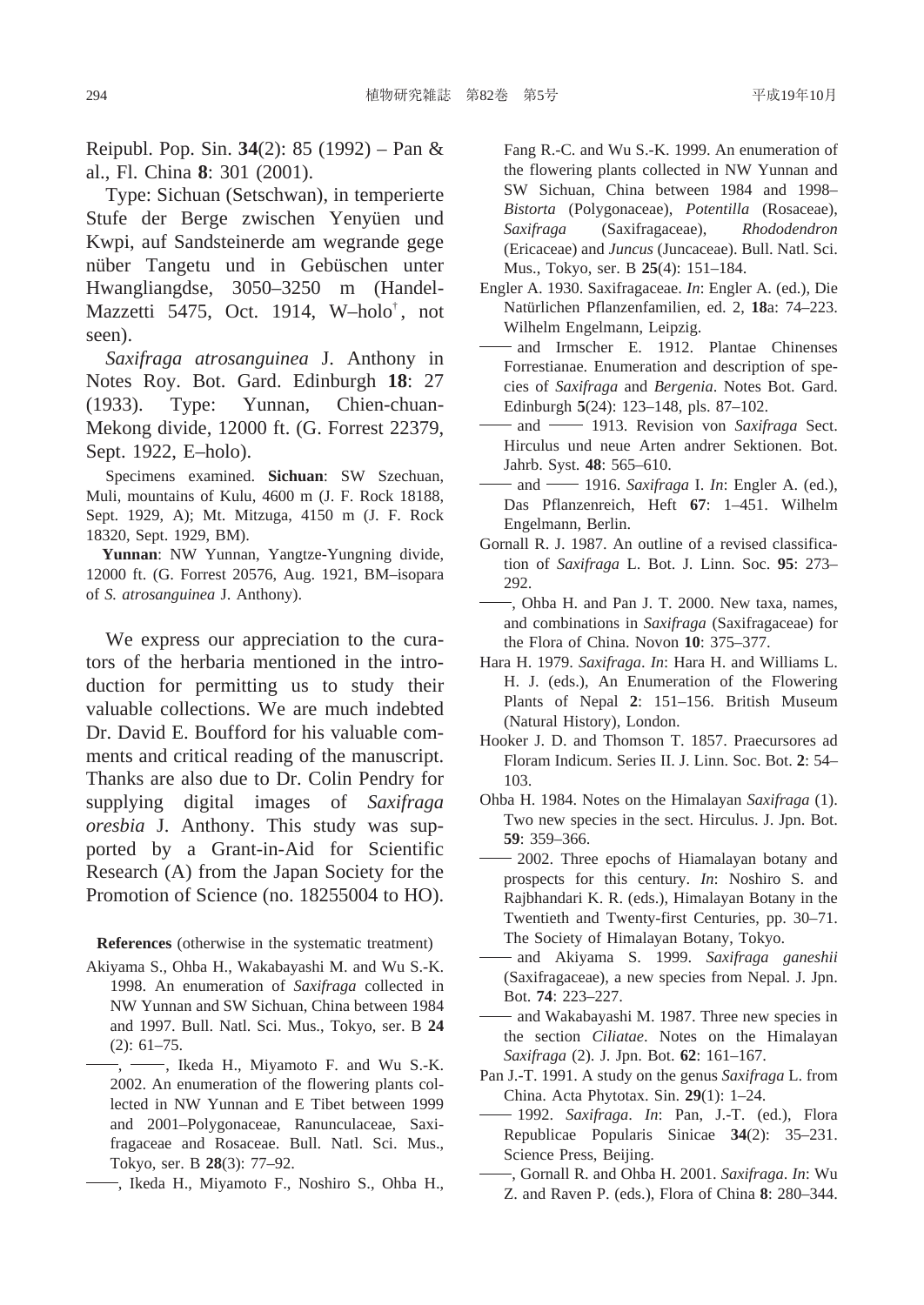Reipubl. Pop. Sin. **34**(2): 85 (1992) – Pan & al., Fl. China **8**: 301 (2001).

Type: Sichuan (Setschwan), in temperierte Stufe der Berge zwischen Yenyüen und Kwpi, auf Sandsteinerde am wegrande gege nüber Tangetu und in Gebüschen unter Hwangliangdse, 3050–3250 m (Handel-Mazzetti 5475, Oct. 1914, W–holo†, not seen).

*Saxifraga atrosanguinea* J. Anthony in Notes Roy. Bot. Gard. Edinburgh **18**: 27 (1933). Type: Yunnan, Chien-chuan-Mekong divide, 12000 ft. (G. Forrest 22379, Sept. 1922, E–holo).

Specimens examined. **Sichuan**: SW Szechuan, Muli, mountains of Kulu, 4600 m (J. F. Rock 18188, Sept. 1929, A); Mt. Mitzuga, 4150 m (J. F. Rock 18320, Sept. 1929, BM).

**Yunnan**: NW Yunnan, Yangtze-Yungning divide, 12000 ft. (G. Forrest 20576, Aug. 1921, BM–isopara of *S. atrosanguinea* J. Anthony).

We express our appreciation to the curators of the herbaria mentioned in the introduction for permitting us to study their valuable collections. We are much indebted Dr. David E. Boufford for his valuable comments and critical reading of the manuscript. Thanks are also due to Dr. Colin Pendry for supplying digital images of *Saxifraga oresbia* J. Anthony. This study was supported by a Grant-in-Aid for Scientific Research (A) from the Japan Society for the Promotion of Science (no. 18255004 to HO).

**References** (otherwise in the systematic treatment)

Akiyama S., Ohba H., Wakabayashi M. and Wu S.-K. 1998. An enumeration of *Saxifraga* collected in NW Yunnan and SW Sichuan, China between 1984 and 1997. Bull. Natl. Sci. Mus., Tokyo, ser. B **24** (2): 61–75.

——, ——, Ikeda H., Miyamoto F. and Wu S.-K. 2002. An enumeration of the flowering plants collected in NW Yunnan and E Tibet between 1999 and 2001–Polygonaceae, Ranunculaceae, Saxifragaceae and Rosaceae. Bull. Natl. Sci. Mus., Tokyo, ser. B **28**(3): 77–92.

——, Ikeda H., Miyamoto F., Noshiro S., Ohba H., Fang R.-C. and Wu S.-K. 1999. An enumeration of the flowering plants collected in NW Yunnan and SW Sichuan, China between 1984 and 1998–*Bistorta* (Polygonaceae), *Potentilla* (Rosaceae), *Saxifraga* (Saxifragaceae), *Rhododendron* (Ericaceae) and *Juncus* (Juncaceae). Bull. Natl. Sci. Mus., Tokyo, ser. B **25**(4): 151–184.

Engler A. 1930. Saxifragaceae. *In*: Engler A. (ed.), Die Natürlichen Pflanzenfamilien, ed. 2, **18**a: 74–223. Wilhelm Engelmann, Leipzig.

—— and Irmscher E. 1912. Plantae Chinenses Forrestianae. Enumeration and description of species of *Saxifraga* and *Bergenia*. Notes Bot. Gard. Edinburgh **5**(24): 123–148, pls. 87–102.

—— and —— 1913. Revision von *Saxifraga* Sect. Hirculus und neue Arten andrer Sektionen. Bot. Jahrb. Syst. **48**: 565–610.

—— and —— 1916. *Saxifraga* I. *In*: Engler A. (ed.), Das Pflanzenreich, Heft **67**: 1–451. Wilhelm Engelmann, Berlin.

Gornall R. J. 1987. An outline of a revised classification of *Saxifraga* L. Bot. J. Linn. Soc. **95**: 273–292.

——, Ohba H. and Pan J. T. 2000. New taxa, names, and combinations in *Saxifraga* (Saxifragaceae) for the Flora of China. Novon **10**: 375–377.

Hara H. 1979. *Saxifraga*. *In*: Hara H. and Williams L. H. J. (eds.), An Enumeration of the Flowering Plants of Nepal **2**: 151–156. British Museum (Natural History), London.

Hooker J. D. and Thomson T. 1857. Praecursores ad Floram Indicum. Series II. J. Linn. Soc. Bot. **2**: 54–103.

Ohba H. 1984. Notes on the Himalayan *Saxifraga* (1). Two new species in the sect. Hirculus. J. Jpn. Bot. **59**: 359–366.

—— 2002. Three epochs of Hiamalayan botany and prospects for this century. *In*: Noshiro S. and Rajbhandari K. R. (eds.), Himalayan Botany in the Twentieth and Twenty-first Centuries, pp. 30–71. The Society of Himalayan Botany, Tokyo.

—— and Akiyama S. 1999. *Saxifraga ganeshii* (Saxifragaceae), a new species from Nepal. J. Jpn. Bot. **74**: 223–227.

—— and Wakabayashi M. 1987. Three new species in the section *Ciliatae*. Notes on the Himalayan *Saxifraga* (2). J. Jpn. Bot. **62**: 161–167.

Pan J.-T. 1991. A study on the genus *Saxifraga* L. from China. Acta Phytotax. Sin. **29**(1): 1–24.

—— 1992. *Saxifraga*. *In*: Pan, J.-T. (ed.), Flora Republicae Popularis Sinicae **34**(2): 35–231. Science Press, Beijing.

——, Gornall R. and Ohba H. 2001. *Saxifraga*. *In*: Wu Z. and Raven P. (eds.), Flora of China **8**: 280–344.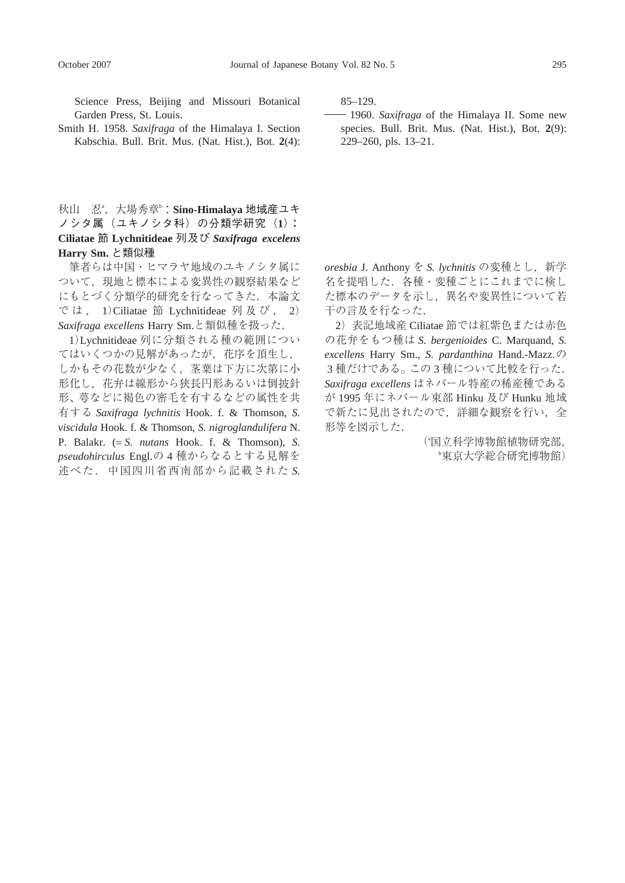Science Press, Beijing and Missouri Botanical Garden Press, St. Louis.

Smith H. 1958. *Saxifraga* of the Himalaya I. Section Kabschia. Bull. Brit. Mus. (Nat. Hist.), Bot. **2**(4): 85–129.

—— 1960. *Saxifraga* of the Himalaya II. Some new species. Bull. Brit. Mus. (Nat. Hist.), Bot. **2**(9): 229–260, pls. 13–21.

秋山　忍[a]，大場秀章[b]：**Sino-Himalaya 地域産ユキノシタ属（ユキノシタ科）の分類学研究（1）：Ciliatae 節 Lychnitideae 列及び *Saxifraga excelens* Harry Sm. と類似種**

筆者らは中国・ヒマラヤ地域のユキノシタ属について，現地と標本による変異性の観察結果などにもとづく分類学的研究を行なってきた．本論文では，1）Ciliatae 節 Lychnitideae 列及び，2）*Saxifraga excellens* Harry Sm.と類似種を扱った．

1）Lychnitideae 列に分類される種の範囲についてはいくつかの見解があったが，花序を頂生し，しかもその花数が少なく，茎葉は下方に次第に小形化し，花弁は線形から狭長円形あるいは倒披針形、萼などに褐色の密毛を有するなどの属性を共有する *Saxifraga lychnitis* Hook. f. & Thomson, *S. viscidula* Hook. f. & Thomson, *S. nigroglandulifera* N. P. Balakr. (= *S. nutans* Hook. f. & Thomson), *S. pseudohirculus* Engl.の 4 種からなるとする見解を述べた．中国四川省西南部から記載された *S. oresbia* J. Anthony を *S. lychnitis* の変種とし，新学名を提唱した．各種・変種ごとにこれまでに検した標本のデータを示し，異名や変異性について若干の言及を行なった．

2）表記地域産 Ciliatae 節では紅紫色または赤色の花弁をもつ種は *S. bergenioides* C. Marquand, *S. excellens* Harry Sm., *S. pardanthina* Hand.-Mazz.の 3 種だけである。この 3 種について比較を行った．*Saxifraga excellens* はネパール特産の稀産種であるが 1995 年にネパール東部 Hinku 及び Hunku 地域で新たに見出されたので，詳細な観察を行い，全形等を図示した．

（[a]国立科学博物館植物研究部，
[b]東京大学総合研究博物館）